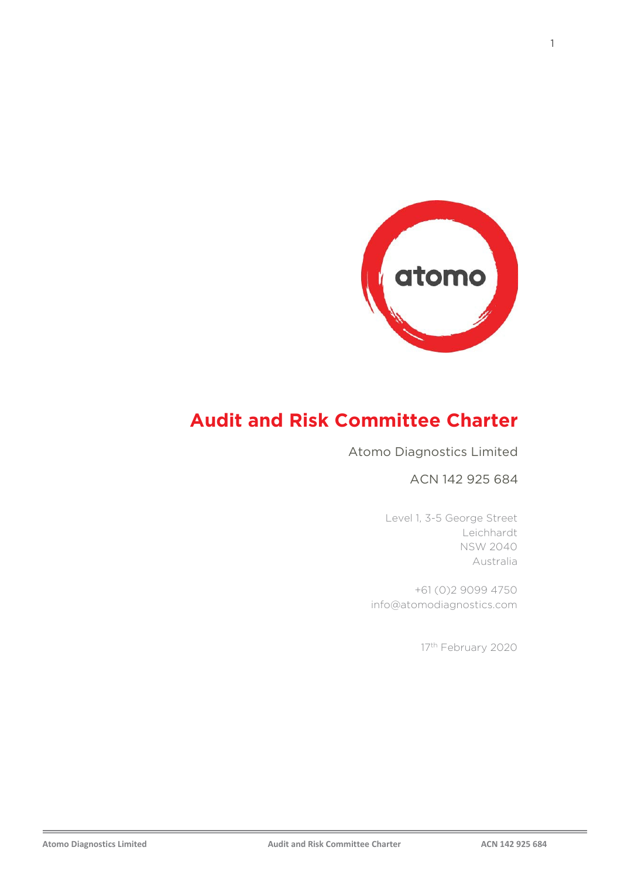# Audit and Risk Committee Charter

Atomo Diagnostics Limited

ACN 142 925 684

Level 1, 3-5 George Street
Leichhardt
NSW 2040
Australia

+61 (0)2 9099 4750
info@atomodiagnostics.com

17th February 2020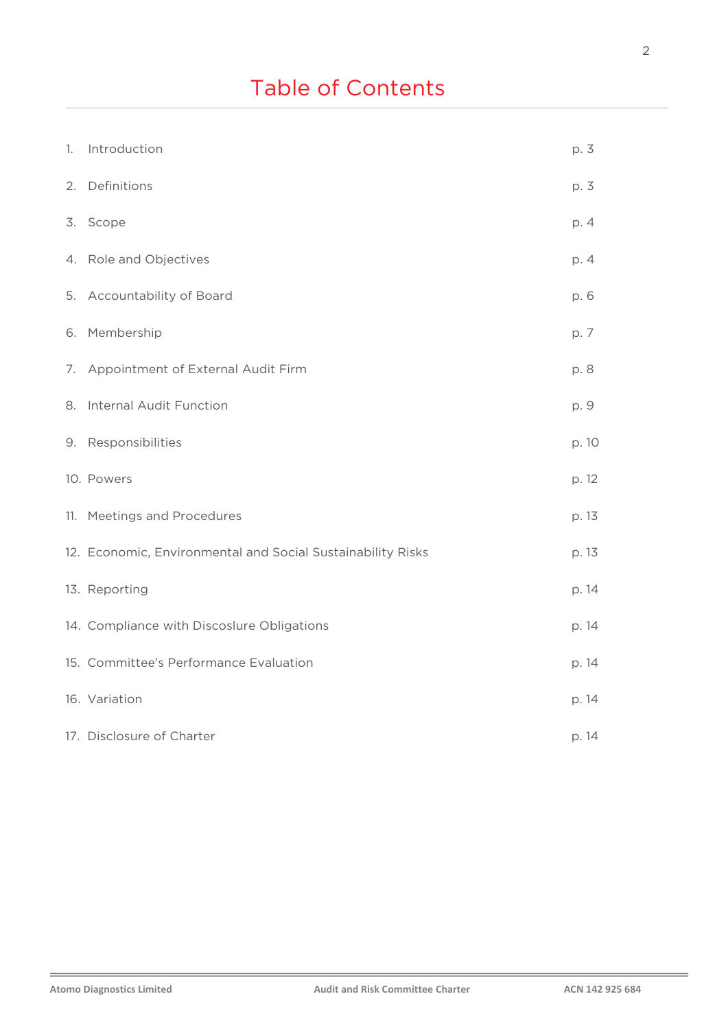# Table of Contents

| | | |
|---|---|---|
| 1. | Introduction | p. 3 |
| 2. | Definitions | p. 3 |
| 3. | Scope | p. 4 |
| 4. | Role and Objectives | p. 4 |
| 5. | Accountability of Board | p. 6 |
| 6. | Membership | p. 7 |
| 7. | Appointment of External Audit Firm | p. 8 |
| 8. | Internal Audit Function | p. 9 |
| 9. | Responsibilities | p. 10 |
| 10. | Powers | p. 12 |
| 11. | Meetings and Procedures | p. 13 |
| 12. | Economic, Environmental and Social Sustainability Risks | p. 13 |
| 13. | Reporting | p. 14 |
| 14. | Compliance with Discoslure Obligations | p. 14 |
| 15. | Committee's Performance Evaluation | p. 14 |
| 16. | Variation | p. 14 |
| 17. | Disclosure of Charter | p. 14 |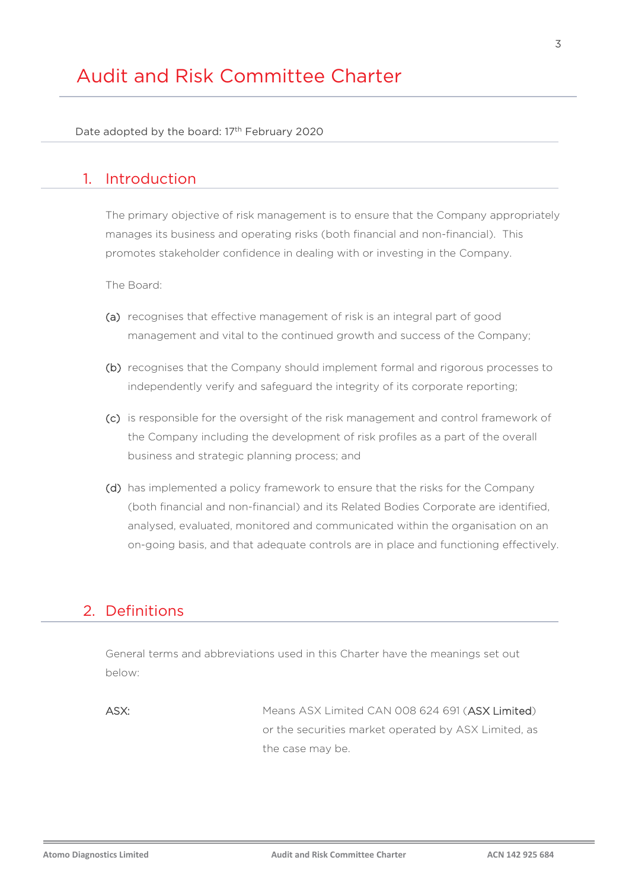# Audit and Risk Committee Charter

Date adopted by the board: 17th February 2020

## 1. Introduction

The primary objective of risk management is to ensure that the Company appropriately manages its business and operating risks (both financial and non-financial). This promotes stakeholder confidence in dealing with or investing in the Company.

The Board:

(a) recognises that effective management of risk is an integral part of good management and vital to the continued growth and success of the Company;

(b) recognises that the Company should implement formal and rigorous processes to independently verify and safeguard the integrity of its corporate reporting;

(c) is responsible for the oversight of the risk management and control framework of the Company including the development of risk profiles as a part of the overall business and strategic planning process; and

(d) has implemented a policy framework to ensure that the risks for the Company (both financial and non-financial) and its Related Bodies Corporate are identified, analysed, evaluated, monitored and communicated within the organisation on an on-going basis, and that adequate controls are in place and functioning effectively.

## 2. Definitions

General terms and abbreviations used in this Charter have the meanings set out below:

| | |
|---|---|
| ASX: | Means ASX Limited CAN 008 624 691 (**ASX Limited**) or the securities market operated by ASX Limited, as the case may be. |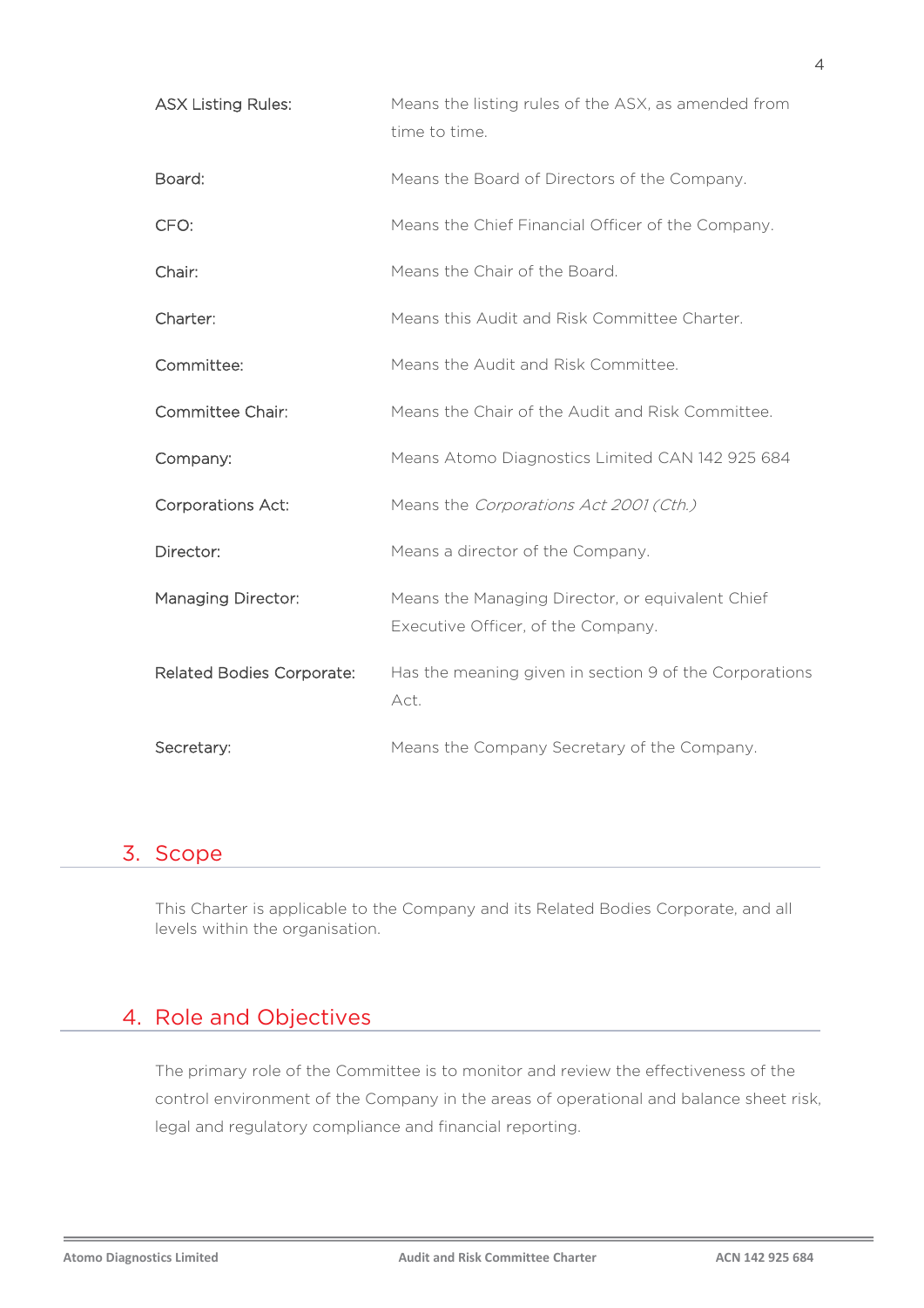| | |
|---|---|
| ASX Listing Rules: | Means the listing rules of the ASX, as amended from time to time. |
| Board: | Means the Board of Directors of the Company. |
| CFO: | Means the Chief Financial Officer of the Company. |
| Chair: | Means the Chair of the Board. |
| Charter: | Means this Audit and Risk Committee Charter. |
| Committee: | Means the Audit and Risk Committee. |
| Committee Chair: | Means the Chair of the Audit and Risk Committee. |
| Company: | Means Atomo Diagnostics Limited CAN 142 925 684 |
| Corporations Act: | Means the *Corporations Act 2001 (Cth.)* |
| Director: | Means a director of the Company. |
| Managing Director: | Means the Managing Director, or equivalent Chief Executive Officer, of the Company. |
| Related Bodies Corporate: | Has the meaning given in section 9 of the Corporations Act. |
| Secretary: | Means the Company Secretary of the Company. |

## 3. Scope

This Charter is applicable to the Company and its Related Bodies Corporate, and all levels within the organisation.

## 4. Role and Objectives

The primary role of the Committee is to monitor and review the effectiveness of the control environment of the Company in the areas of operational and balance sheet risk, legal and regulatory compliance and financial reporting.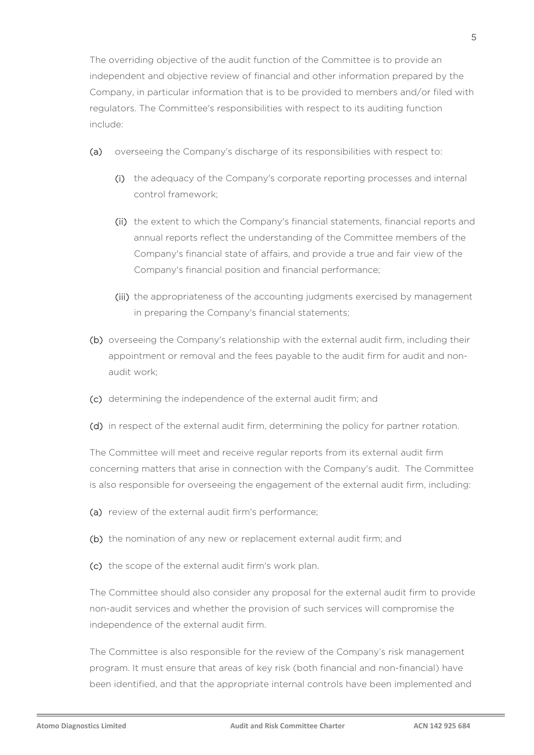The overriding objective of the audit function of the Committee is to provide an independent and objective review of financial and other information prepared by the Company, in particular information that is to be provided to members and/or filed with regulators. The Committee's responsibilities with respect to its auditing function include:

(a) overseeing the Company's discharge of its responsibilities with respect to:

(i) the adequacy of the Company's corporate reporting processes and internal control framework;

(ii) the extent to which the Company's financial statements, financial reports and annual reports reflect the understanding of the Committee members of the Company's financial state of affairs, and provide a true and fair view of the Company's financial position and financial performance;

(iii) the appropriateness of the accounting judgments exercised by management in preparing the Company's financial statements;

(b) overseeing the Company's relationship with the external audit firm, including their appointment or removal and the fees payable to the audit firm for audit and non-audit work;

(c) determining the independence of the external audit firm; and

(d) in respect of the external audit firm, determining the policy for partner rotation.

The Committee will meet and receive regular reports from its external audit firm concerning matters that arise in connection with the Company's audit. The Committee is also responsible for overseeing the engagement of the external audit firm, including:

(a) review of the external audit firm's performance;

(b) the nomination of any new or replacement external audit firm; and

(c) the scope of the external audit firm's work plan.

The Committee should also consider any proposal for the external audit firm to provide non-audit services and whether the provision of such services will compromise the independence of the external audit firm.

The Committee is also responsible for the review of the Company's risk management program. It must ensure that areas of key risk (both financial and non-financial) have been identified, and that the appropriate internal controls have been implemented and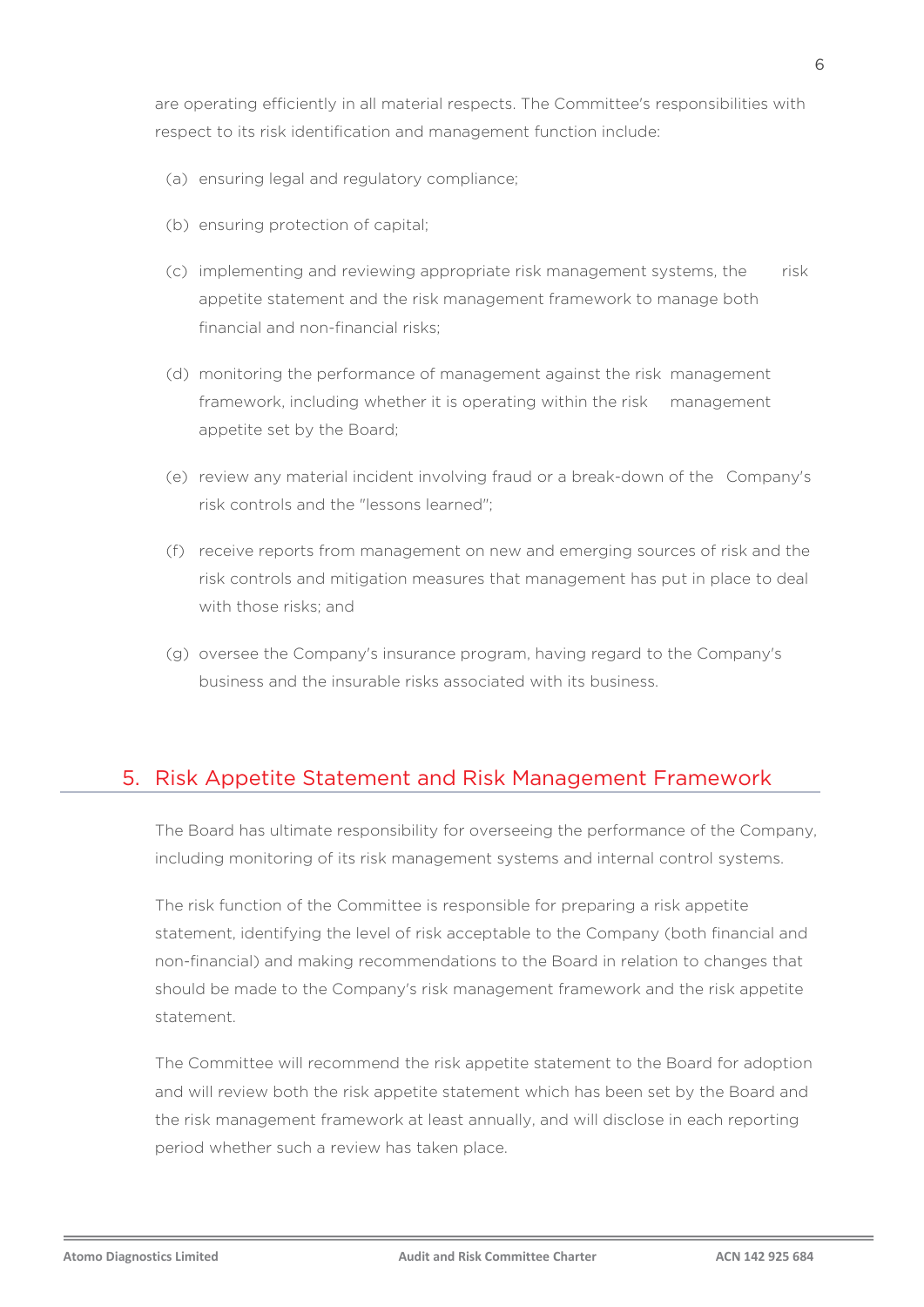are operating efficiently in all material respects. The Committee's responsibilities with respect to its risk identification and management function include:

(a) ensuring legal and regulatory compliance;

(b) ensuring protection of capital;

(c) implementing and reviewing appropriate risk management systems, the risk appetite statement and the risk management framework to manage both financial and non-financial risks;

(d) monitoring the performance of management against the risk management framework, including whether it is operating within the risk management appetite set by the Board;

(e) review any material incident involving fraud or a break-down of the Company's risk controls and the "lessons learned";

(f) receive reports from management on new and emerging sources of risk and the risk controls and mitigation measures that management has put in place to deal with those risks; and

(g) oversee the Company's insurance program, having regard to the Company's business and the insurable risks associated with its business.

## 5. Risk Appetite Statement and Risk Management Framework

The Board has ultimate responsibility for overseeing the performance of the Company, including monitoring of its risk management systems and internal control systems.

The risk function of the Committee is responsible for preparing a risk appetite statement, identifying the level of risk acceptable to the Company (both financial and non-financial) and making recommendations to the Board in relation to changes that should be made to the Company's risk management framework and the risk appetite statement.

The Committee will recommend the risk appetite statement to the Board for adoption and will review both the risk appetite statement which has been set by the Board and the risk management framework at least annually, and will disclose in each reporting period whether such a review has taken place.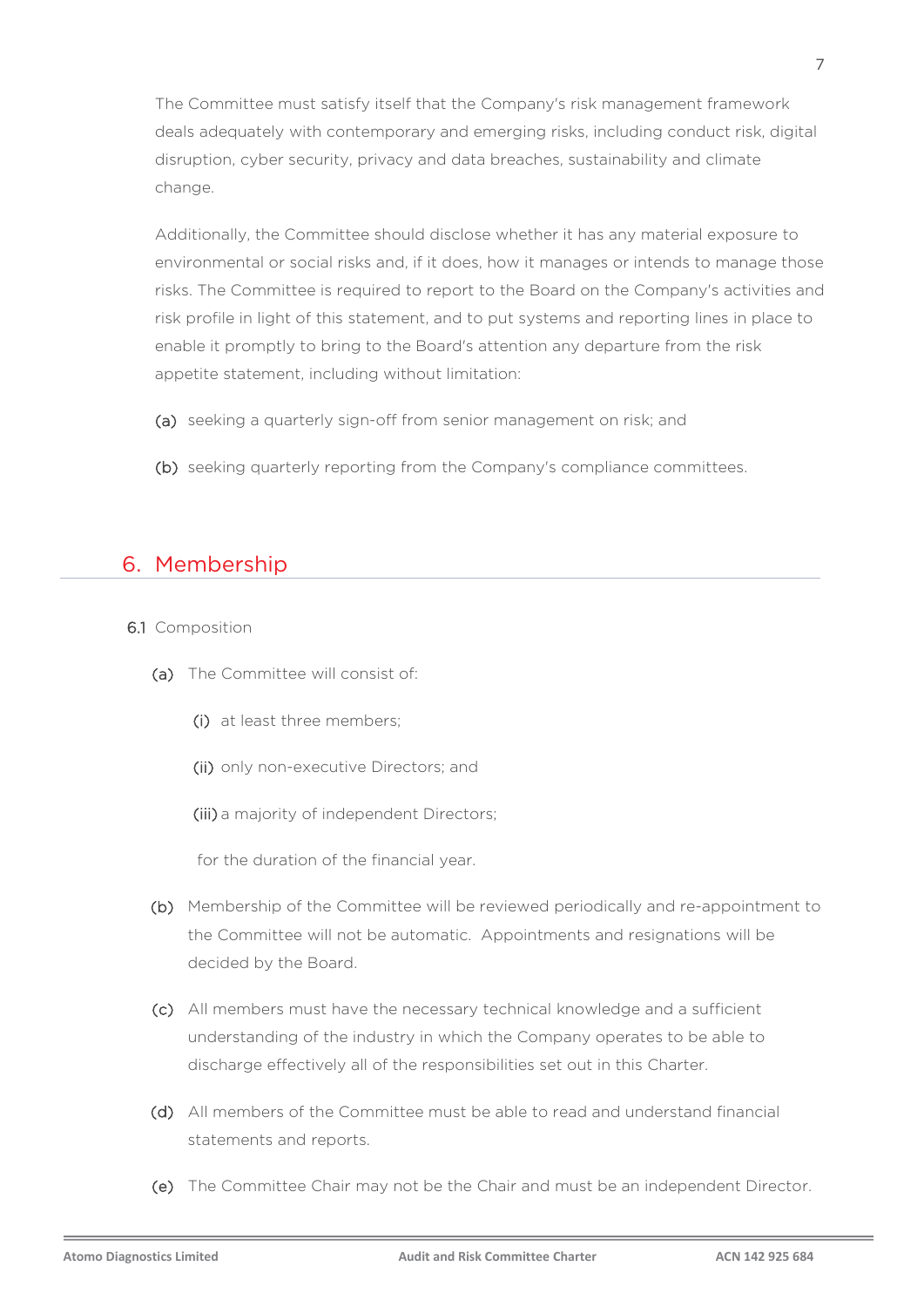The Committee must satisfy itself that the Company's risk management framework deals adequately with contemporary and emerging risks, including conduct risk, digital disruption, cyber security, privacy and data breaches, sustainability and climate change.

Additionally, the Committee should disclose whether it has any material exposure to environmental or social risks and, if it does, how it manages or intends to manage those risks. The Committee is required to report to the Board on the Company's activities and risk profile in light of this statement, and to put systems and reporting lines in place to enable it promptly to bring to the Board's attention any departure from the risk appetite statement, including without limitation:

(a) seeking a quarterly sign-off from senior management on risk; and

(b) seeking quarterly reporting from the Company's compliance committees.

## 6. Membership

### 6.1 Composition

(a) The Committee will consist of:

(i) at least three members;

(ii) only non-executive Directors; and

(iii) a majority of independent Directors;

for the duration of the financial year.

(b) Membership of the Committee will be reviewed periodically and re-appointment to the Committee will not be automatic. Appointments and resignations will be decided by the Board.

(c) All members must have the necessary technical knowledge and a sufficient understanding of the industry in which the Company operates to be able to discharge effectively all of the responsibilities set out in this Charter.

(d) All members of the Committee must be able to read and understand financial statements and reports.

(e) The Committee Chair may not be the Chair and must be an independent Director.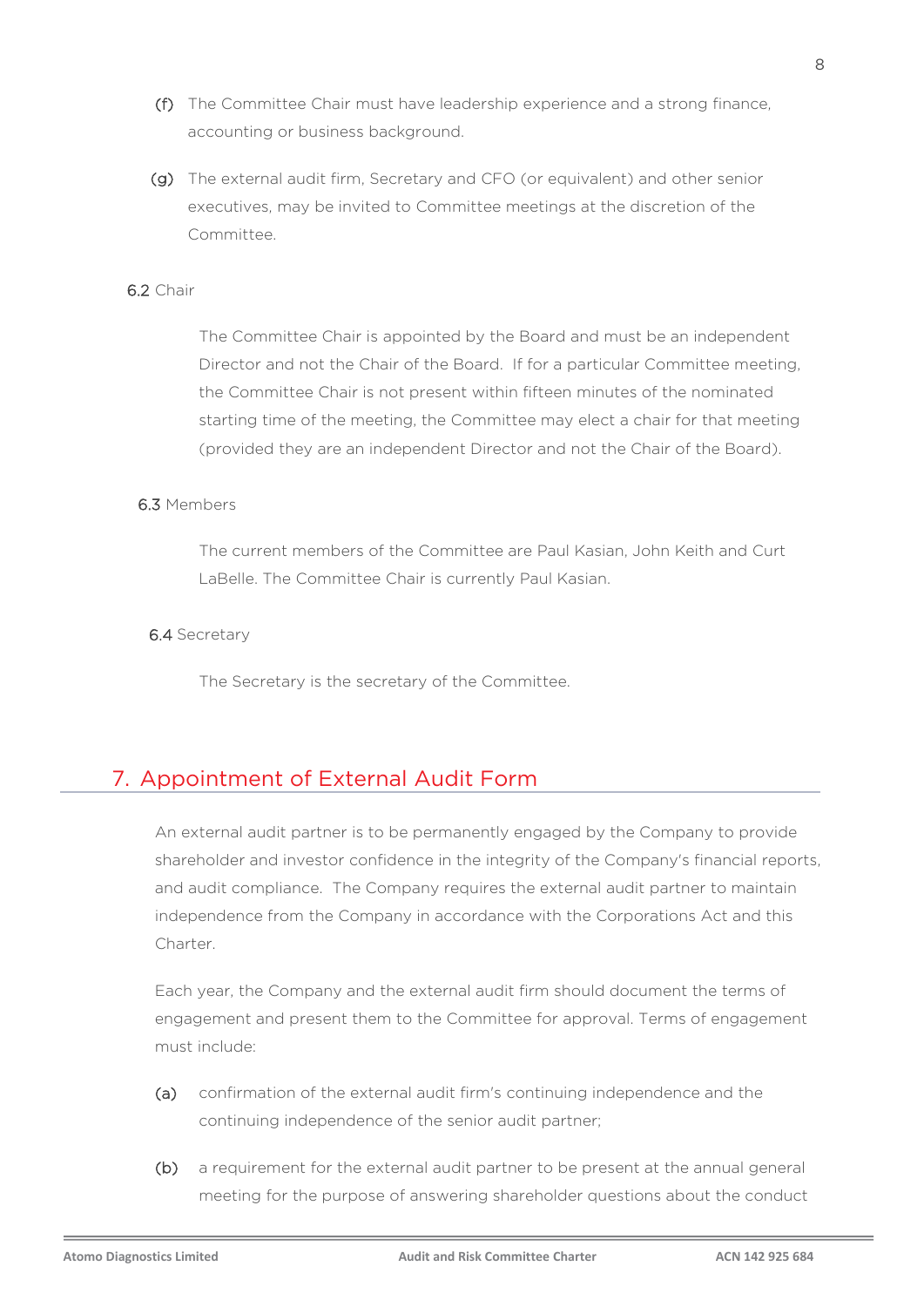(f) The Committee Chair must have leadership experience and a strong finance, accounting or business background.

(g) The external audit firm, Secretary and CFO (or equivalent) and other senior executives, may be invited to Committee meetings at the discretion of the Committee.

### 6.2 Chair

The Committee Chair is appointed by the Board and must be an independent Director and not the Chair of the Board. If for a particular Committee meeting, the Committee Chair is not present within fifteen minutes of the nominated starting time of the meeting, the Committee may elect a chair for that meeting (provided they are an independent Director and not the Chair of the Board).

### 6.3 Members

The current members of the Committee are Paul Kasian, John Keith and Curt LaBelle. The Committee Chair is currently Paul Kasian.

### 6.4 Secretary

The Secretary is the secretary of the Committee.

## 7. Appointment of External Audit Form

An external audit partner is to be permanently engaged by the Company to provide shareholder and investor confidence in the integrity of the Company's financial reports, and audit compliance. The Company requires the external audit partner to maintain independence from the Company in accordance with the Corporations Act and this Charter.

Each year, the Company and the external audit firm should document the terms of engagement and present them to the Committee for approval. Terms of engagement must include:

(a) confirmation of the external audit firm's continuing independence and the continuing independence of the senior audit partner;

(b) a requirement for the external audit partner to be present at the annual general meeting for the purpose of answering shareholder questions about the conduct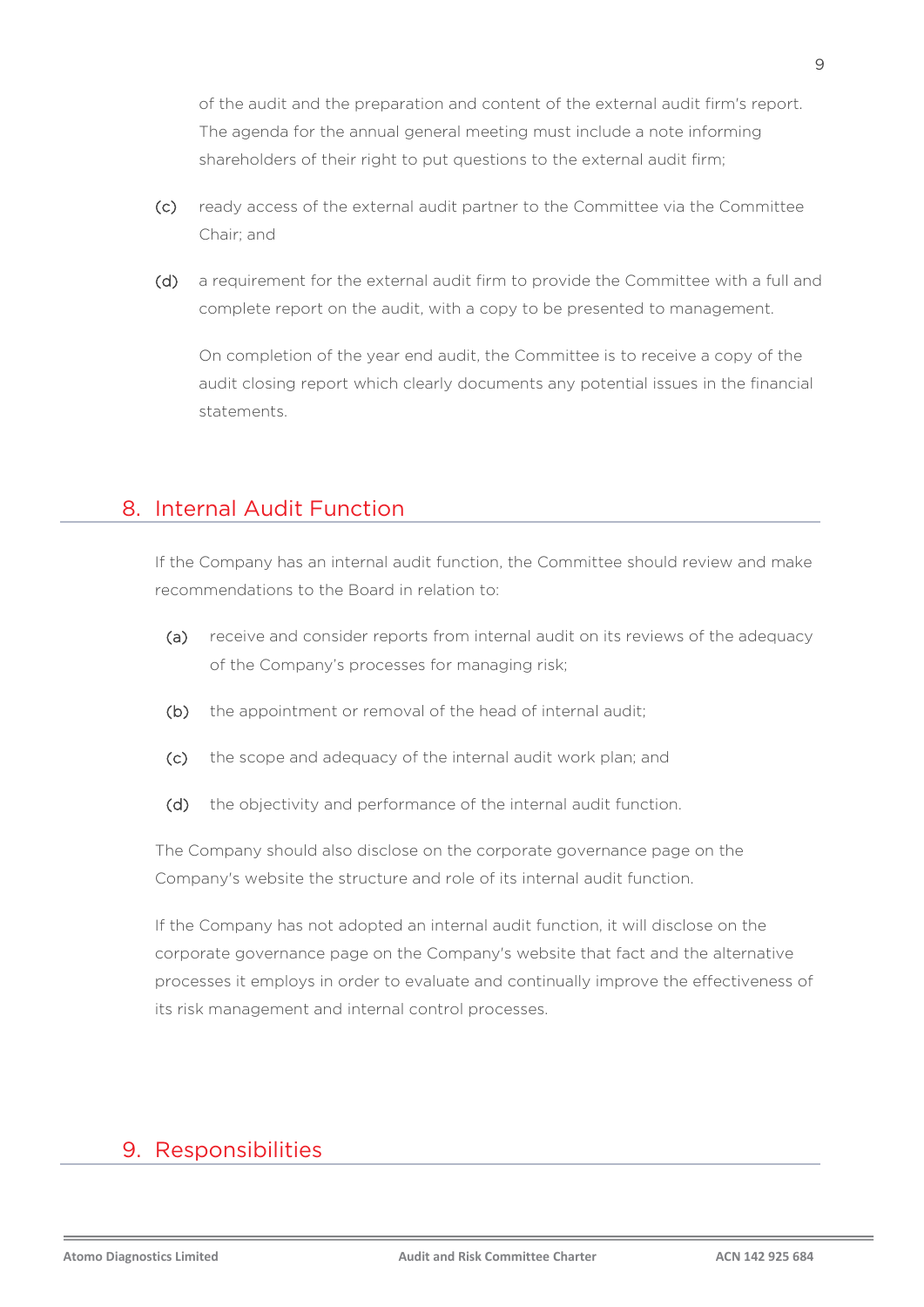of the audit and the preparation and content of the external audit firm's report. The agenda for the annual general meeting must include a note informing shareholders of their right to put questions to the external audit firm;

(c) ready access of the external audit partner to the Committee via the Committee Chair; and

(d) a requirement for the external audit firm to provide the Committee with a full and complete report on the audit, with a copy to be presented to management.

On completion of the year end audit, the Committee is to receive a copy of the audit closing report which clearly documents any potential issues in the financial statements.

## 8. Internal Audit Function

If the Company has an internal audit function, the Committee should review and make recommendations to the Board in relation to:

(a) receive and consider reports from internal audit on its reviews of the adequacy of the Company's processes for managing risk;

(b) the appointment or removal of the head of internal audit;

(c) the scope and adequacy of the internal audit work plan; and

(d) the objectivity and performance of the internal audit function.

The Company should also disclose on the corporate governance page on the Company's website the structure and role of its internal audit function.

If the Company has not adopted an internal audit function, it will disclose on the corporate governance page on the Company's website that fact and the alternative processes it employs in order to evaluate and continually improve the effectiveness of its risk management and internal control processes.

## 9. Responsibilities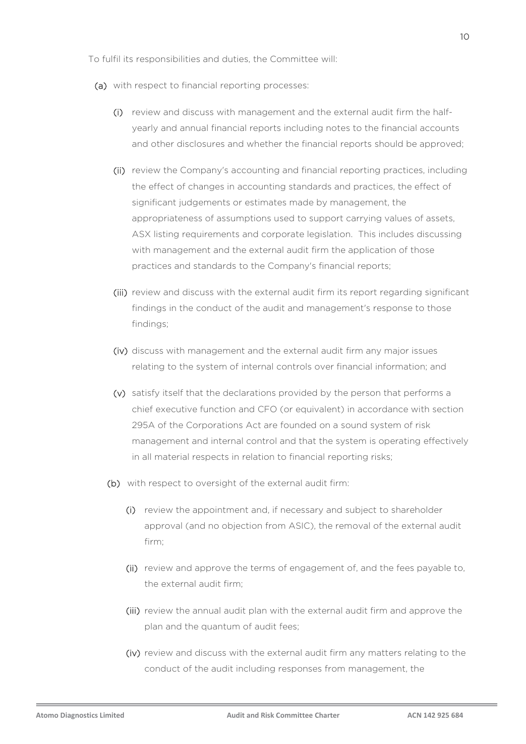To fulfil its responsibilities and duties, the Committee will:

(a) with respect to financial reporting processes:

   (i) review and discuss with management and the external audit firm the half-yearly and annual financial reports including notes to the financial accounts and other disclosures and whether the financial reports should be approved;

   (ii) review the Company's accounting and financial reporting practices, including the effect of changes in accounting standards and practices, the effect of significant judgements or estimates made by management, the appropriateness of assumptions used to support carrying values of assets, ASX listing requirements and corporate legislation. This includes discussing with management and the external audit firm the application of those practices and standards to the Company's financial reports;

   (iii) review and discuss with the external audit firm its report regarding significant findings in the conduct of the audit and management's response to those findings;

   (iv) discuss with management and the external audit firm any major issues relating to the system of internal controls over financial information; and

   (v) satisfy itself that the declarations provided by the person that performs a chief executive function and CFO (or equivalent) in accordance with section 295A of the Corporations Act are founded on a sound system of risk management and internal control and that the system is operating effectively in all material respects in relation to financial reporting risks;

(b) with respect to oversight of the external audit firm:

   (i) review the appointment and, if necessary and subject to shareholder approval (and no objection from ASIC), the removal of the external audit firm;

   (ii) review and approve the terms of engagement of, and the fees payable to, the external audit firm;

   (iii) review the annual audit plan with the external audit firm and approve the plan and the quantum of audit fees;

   (iv) review and discuss with the external audit firm any matters relating to the conduct of the audit including responses from management, the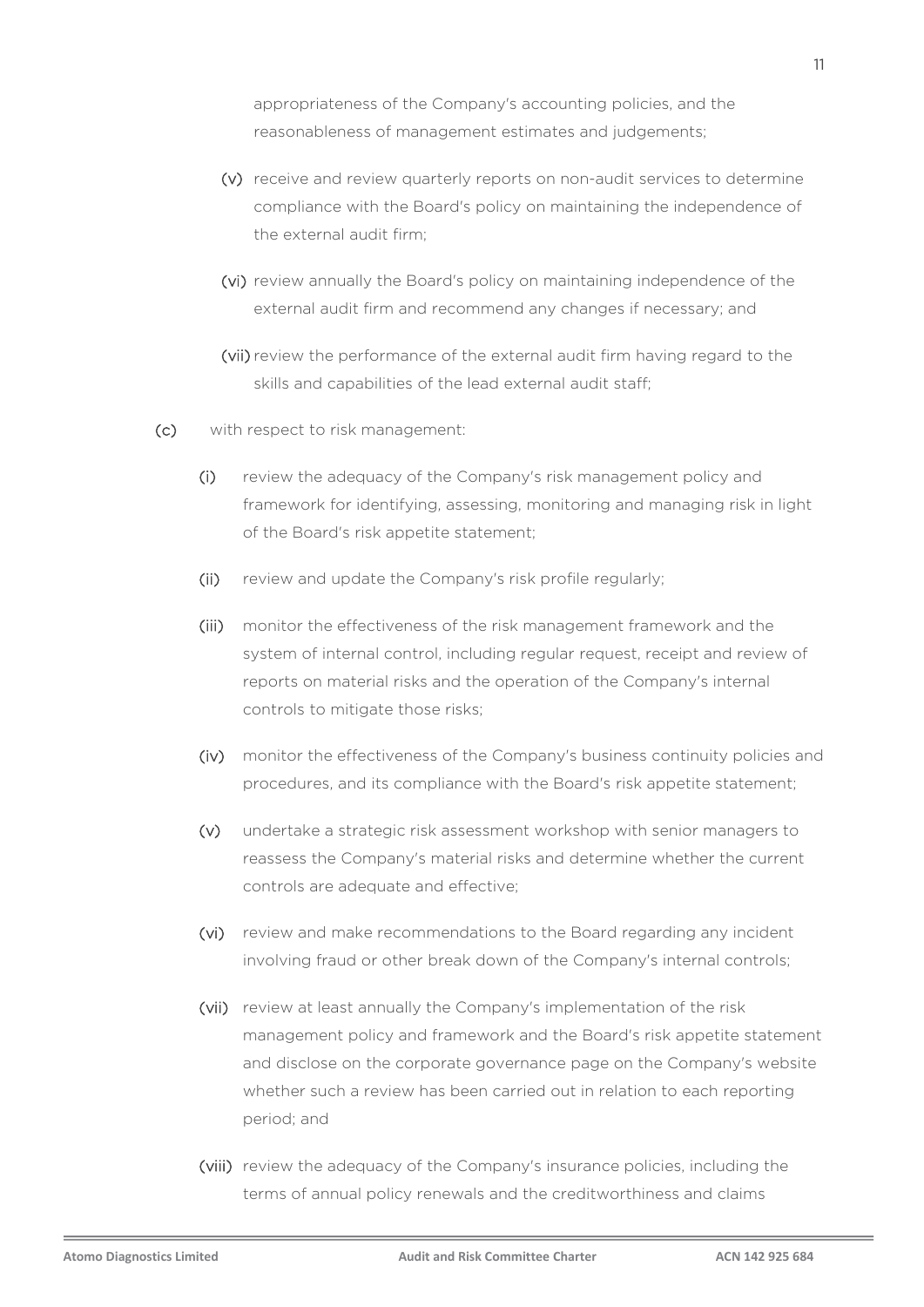appropriateness of the Company's accounting policies, and the reasonableness of management estimates and judgements;

(v) receive and review quarterly reports on non-audit services to determine compliance with the Board's policy on maintaining the independence of the external audit firm;

(vi) review annually the Board's policy on maintaining independence of the external audit firm and recommend any changes if necessary; and

(vii) review the performance of the external audit firm having regard to the skills and capabilities of the lead external audit staff;

(c) with respect to risk management:

(i) review the adequacy of the Company's risk management policy and framework for identifying, assessing, monitoring and managing risk in light of the Board's risk appetite statement;

(ii) review and update the Company's risk profile regularly;

(iii) monitor the effectiveness of the risk management framework and the system of internal control, including regular request, receipt and review of reports on material risks and the operation of the Company's internal controls to mitigate those risks;

(iv) monitor the effectiveness of the Company's business continuity policies and procedures, and its compliance with the Board's risk appetite statement;

(v) undertake a strategic risk assessment workshop with senior managers to reassess the Company's material risks and determine whether the current controls are adequate and effective;

(vi) review and make recommendations to the Board regarding any incident involving fraud or other break down of the Company's internal controls;

(vii) review at least annually the Company's implementation of the risk management policy and framework and the Board's risk appetite statement and disclose on the corporate governance page on the Company's website whether such a review has been carried out in relation to each reporting period; and

(viii) review the adequacy of the Company's insurance policies, including the terms of annual policy renewals and the creditworthiness and claims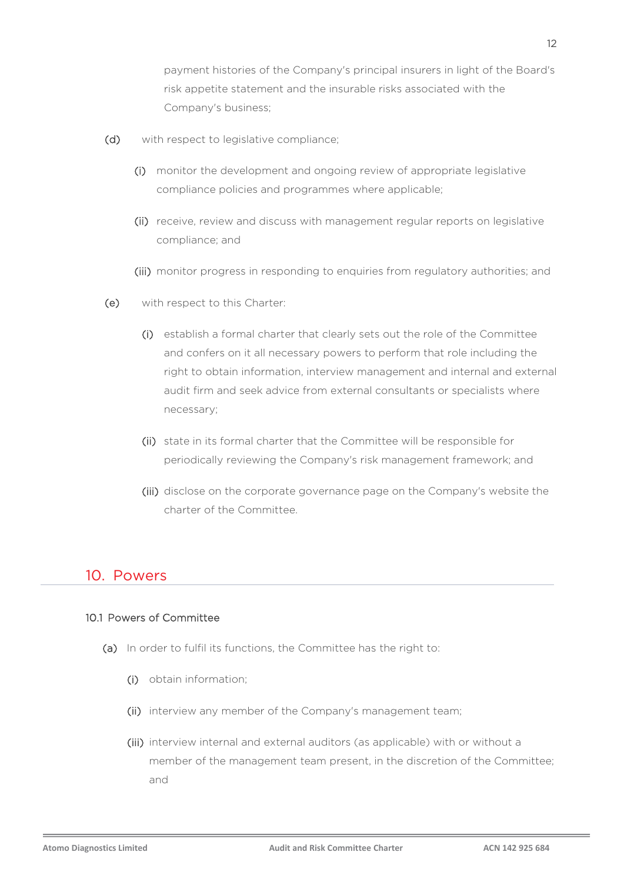payment histories of the Company's principal insurers in light of the Board's risk appetite statement and the insurable risks associated with the Company's business;

(d) with respect to legislative compliance;

(i) monitor the development and ongoing review of appropriate legislative compliance policies and programmes where applicable;

(ii) receive, review and discuss with management regular reports on legislative compliance; and

(iii) monitor progress in responding to enquiries from regulatory authorities; and

(e) with respect to this Charter:

(i) establish a formal charter that clearly sets out the role of the Committee and confers on it all necessary powers to perform that role including the right to obtain information, interview management and internal and external audit firm and seek advice from external consultants or specialists where necessary;

(ii) state in its formal charter that the Committee will be responsible for periodically reviewing the Company's risk management framework; and

(iii) disclose on the corporate governance page on the Company's website the charter of the Committee.

## 10. Powers

### 10.1 Powers of Committee

(a) In order to fulfil its functions, the Committee has the right to:

(i) obtain information;

(ii) interview any member of the Company's management team;

(iii) interview internal and external auditors (as applicable) with or without a member of the management team present, in the discretion of the Committee; and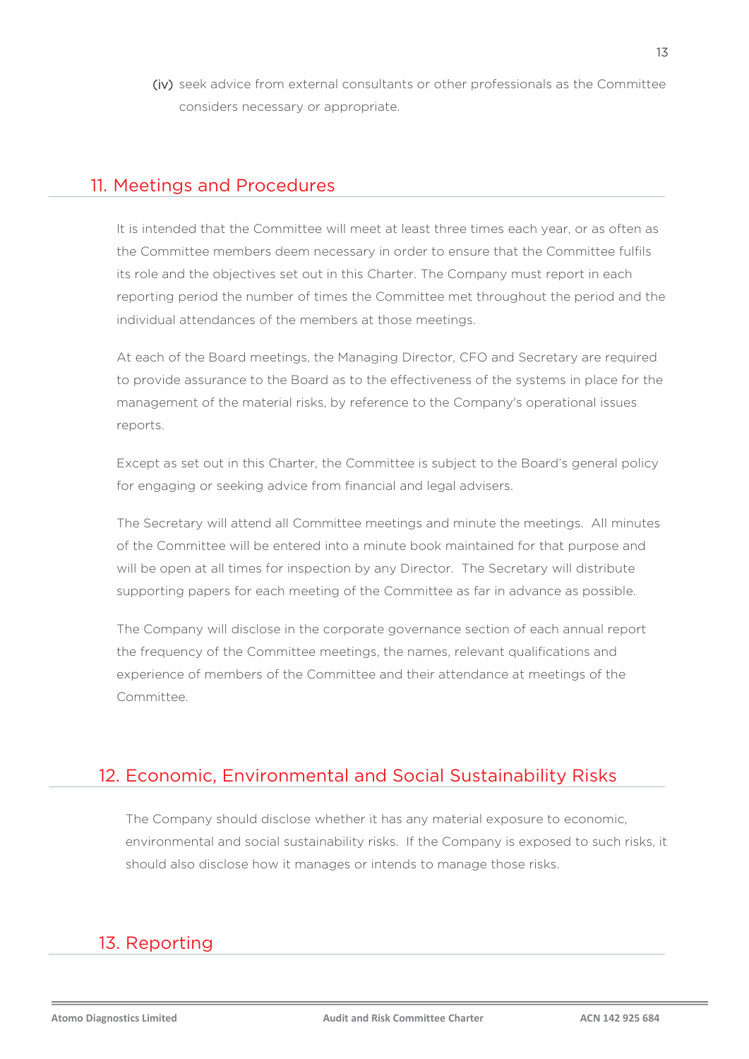(iv) seek advice from external consultants or other professionals as the Committee considers necessary or appropriate.

## 11. Meetings and Procedures

It is intended that the Committee will meet at least three times each year, or as often as the Committee members deem necessary in order to ensure that the Committee fulfils its role and the objectives set out in this Charter. The Company must report in each reporting period the number of times the Committee met throughout the period and the individual attendances of the members at those meetings.

At each of the Board meetings, the Managing Director, CFO and Secretary are required to provide assurance to the Board as to the effectiveness of the systems in place for the management of the material risks, by reference to the Company's operational issues reports.

Except as set out in this Charter, the Committee is subject to the Board's general policy for engaging or seeking advice from financial and legal advisers.

The Secretary will attend all Committee meetings and minute the meetings. All minutes of the Committee will be entered into a minute book maintained for that purpose and will be open at all times for inspection by any Director. The Secretary will distribute supporting papers for each meeting of the Committee as far in advance as possible.

The Company will disclose in the corporate governance section of each annual report the frequency of the Committee meetings, the names, relevant qualifications and experience of members of the Committee and their attendance at meetings of the Committee.

## 12. Economic, Environmental and Social Sustainability Risks

The Company should disclose whether it has any material exposure to economic, environmental and social sustainability risks. If the Company is exposed to such risks, it should also disclose how it manages or intends to manage those risks.

## 13. Reporting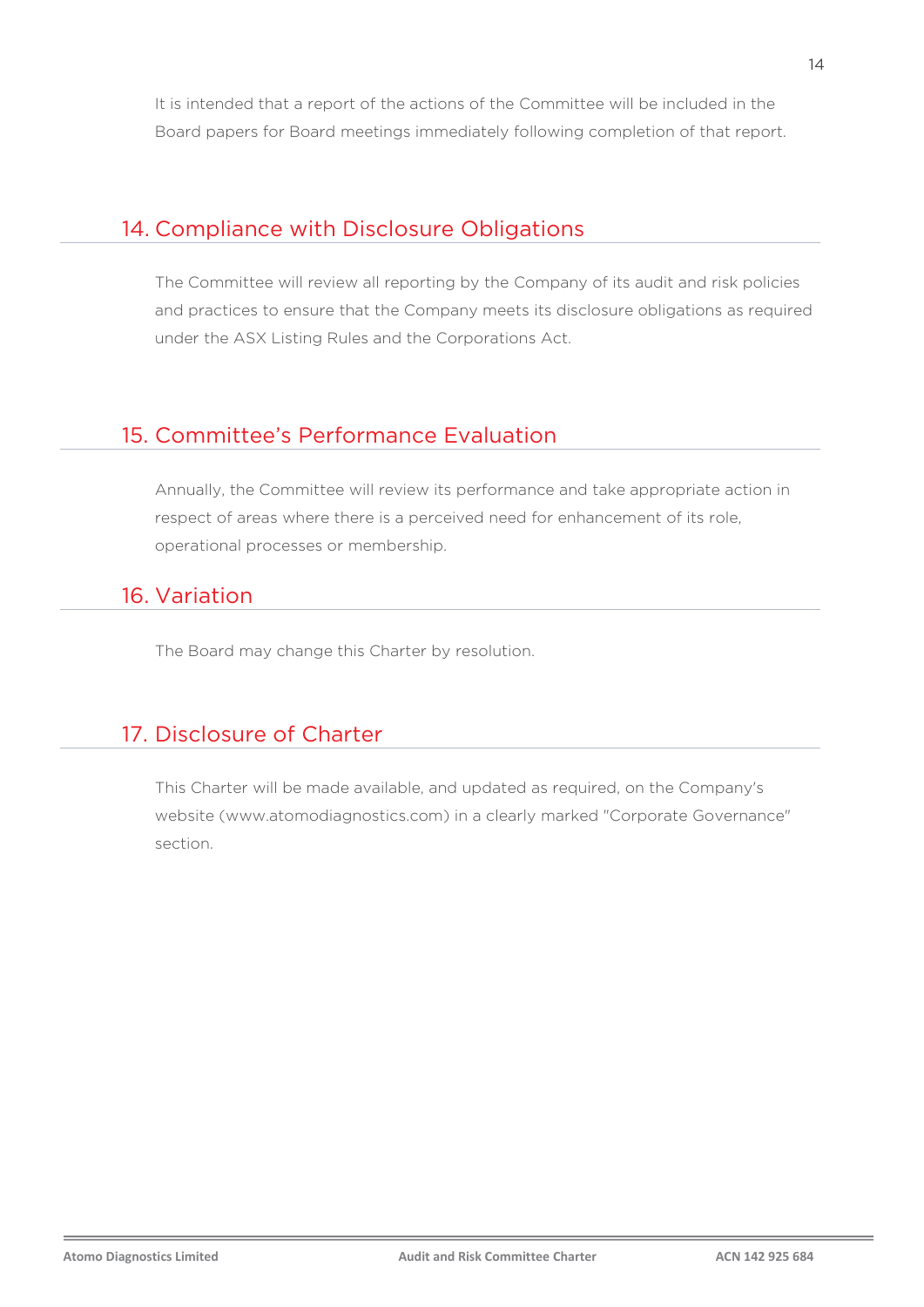It is intended that a report of the actions of the Committee will be included in the Board papers for Board meetings immediately following completion of that report.

## 14. Compliance with Disclosure Obligations

The Committee will review all reporting by the Company of its audit and risk policies and practices to ensure that the Company meets its disclosure obligations as required under the ASX Listing Rules and the Corporations Act.

## 15. Committee's Performance Evaluation

Annually, the Committee will review its performance and take appropriate action in respect of areas where there is a perceived need for enhancement of its role, operational processes or membership.

## 16. Variation

The Board may change this Charter by resolution.

## 17. Disclosure of Charter

This Charter will be made available, and updated as required, on the Company's website (www.atomodiagnostics.com) in a clearly marked "Corporate Governance" section.